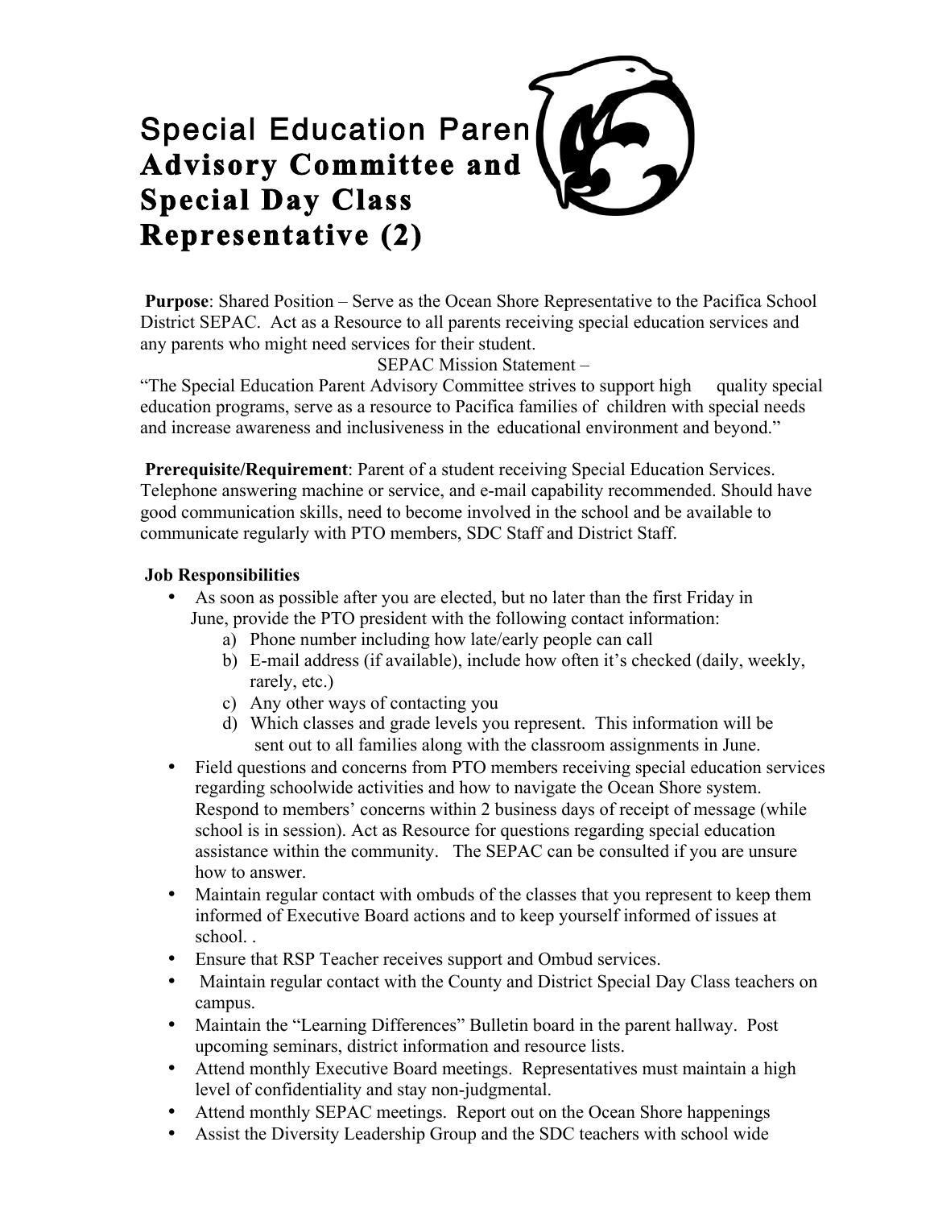# Special Education Paren Advisory Committee and Special Day Class Representative (2)

**Purpose**: Shared Position – Serve as the Ocean Shore Representative to the Pacifica School District SEPAC. Act as a Resource to all parents receiving special education services and any parents who might need services for their student.

SEPAC Mission Statement –

"The Special Education Parent Advisory Committee strives to support high quality special education programs, serve as a resource to Pacifica families of children with special needs and increase awareness and inclusiveness in the educational environment and beyond."

**Prerequisite/Requirement**: Parent of a student receiving Special Education Services. Telephone answering machine or service, and e-mail capability recommended. Should have good communication skills, need to become involved in the school and be available to communicate regularly with PTO members, SDC Staff and District Staff.

**Job Responsibilities**

- As soon as possible after you are elected, but no later than the first Friday in June, provide the PTO president with the following contact information:
  a) Phone number including how late/early people can call
  b) E-mail address (if available), include how often it's checked (daily, weekly, rarely, etc.)
  c) Any other ways of contacting you
  d) Which classes and grade levels you represent. This information will be sent out to all families along with the classroom assignments in June.
- Field questions and concerns from PTO members receiving special education services regarding schoolwide activities and how to navigate the Ocean Shore system. Respond to members' concerns within 2 business days of receipt of message (while school is in session). Act as Resource for questions regarding special education assistance within the community. The SEPAC can be consulted if you are unsure how to answer.
- Maintain regular contact with ombuds of the classes that you represent to keep them informed of Executive Board actions and to keep yourself informed of issues at school. .
- Ensure that RSP Teacher receives support and Ombud services.
- Maintain regular contact with the County and District Special Day Class teachers on campus.
- Maintain the "Learning Differences" Bulletin board in the parent hallway. Post upcoming seminars, district information and resource lists.
- Attend monthly Executive Board meetings. Representatives must maintain a high level of confidentiality and stay non-judgmental.
- Attend monthly SEPAC meetings. Report out on the Ocean Shore happenings
- Assist the Diversity Leadership Group and the SDC teachers with school wide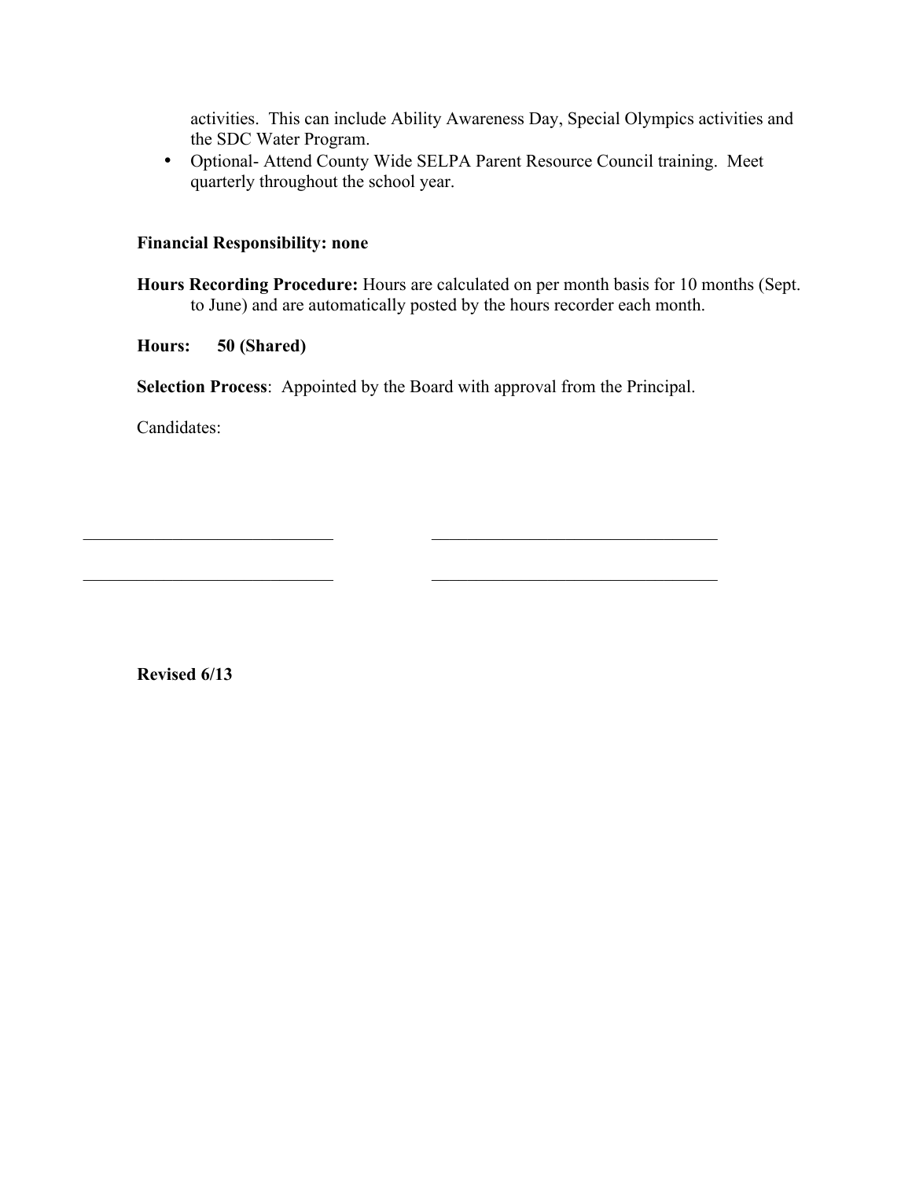activities. This can include Ability Awareness Day, Special Olympics activities and the SDC Water Program.

- Optional- Attend County Wide SELPA Parent Resource Council training. Meet quarterly throughout the school year.

**Financial Responsibility: none**

**Hours Recording Procedure:** Hours are calculated on per month basis for 10 months (Sept. to June) and are automatically posted by the hours recorder each month.

**Hours: 50 (Shared)**

**Selection Process**: Appointed by the Board with approval from the Principal.

Candidates:

_____________________________ _________________________________

_____________________________ _________________________________

**Revised 6/13**